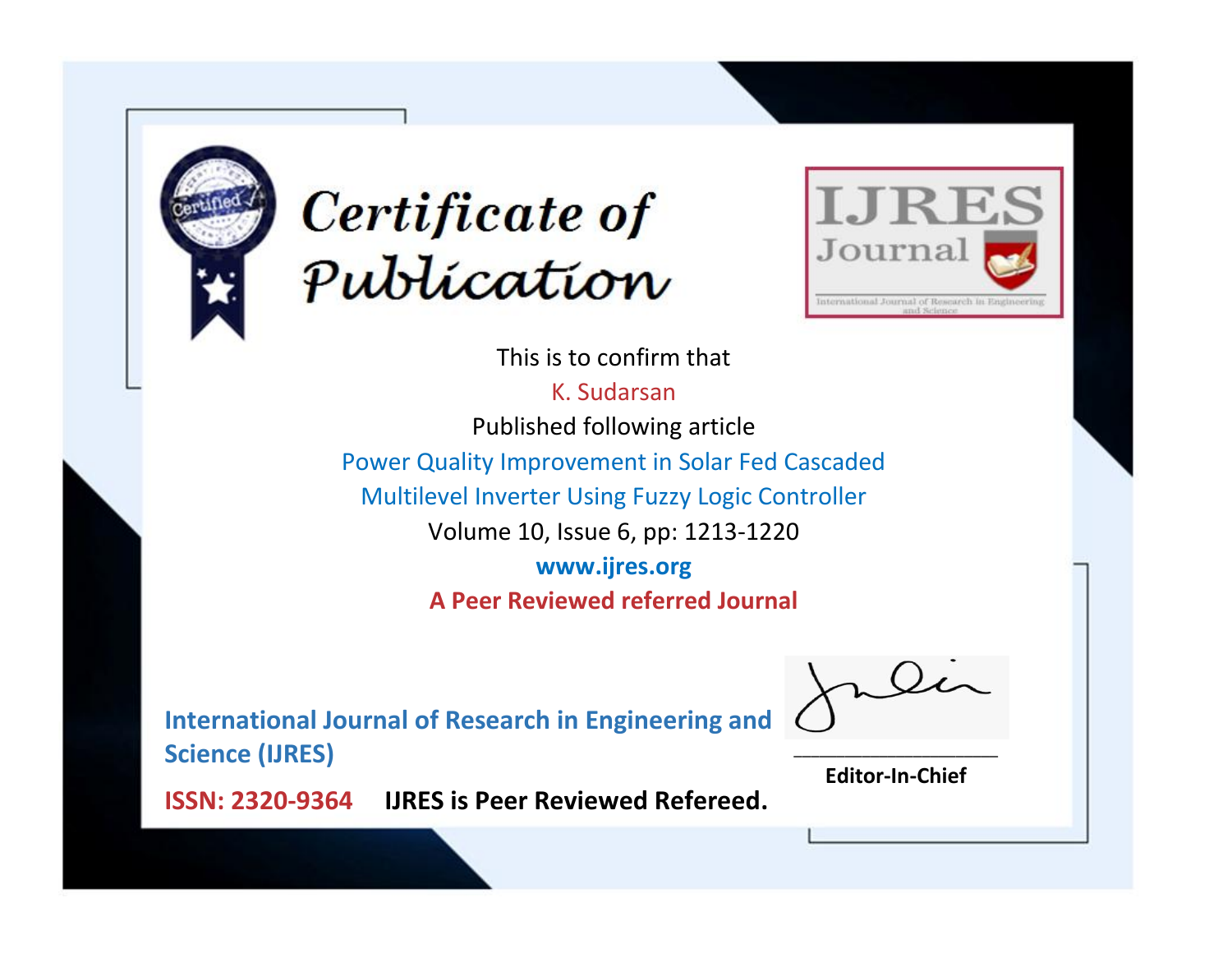# Certificate of Publication

IJRES Journal

International Journal of Research in Engineering and Science

This is to confirm that

K. Sudarsan

Published following article

Power Quality Improvement in Solar Fed Cascaded Multilevel Inverter Using Fuzzy Logic Controller

Volume 10, Issue 6, pp: 1213-1220

**www.ijres.org**

**A Peer Reviewed referred Journal**

**International Journal of Research in Engineering and Science (IJRES)**

**ISSN: 2320-9364** **IJRES is Peer Reviewed Refereed.**

**Editor-In-Chief**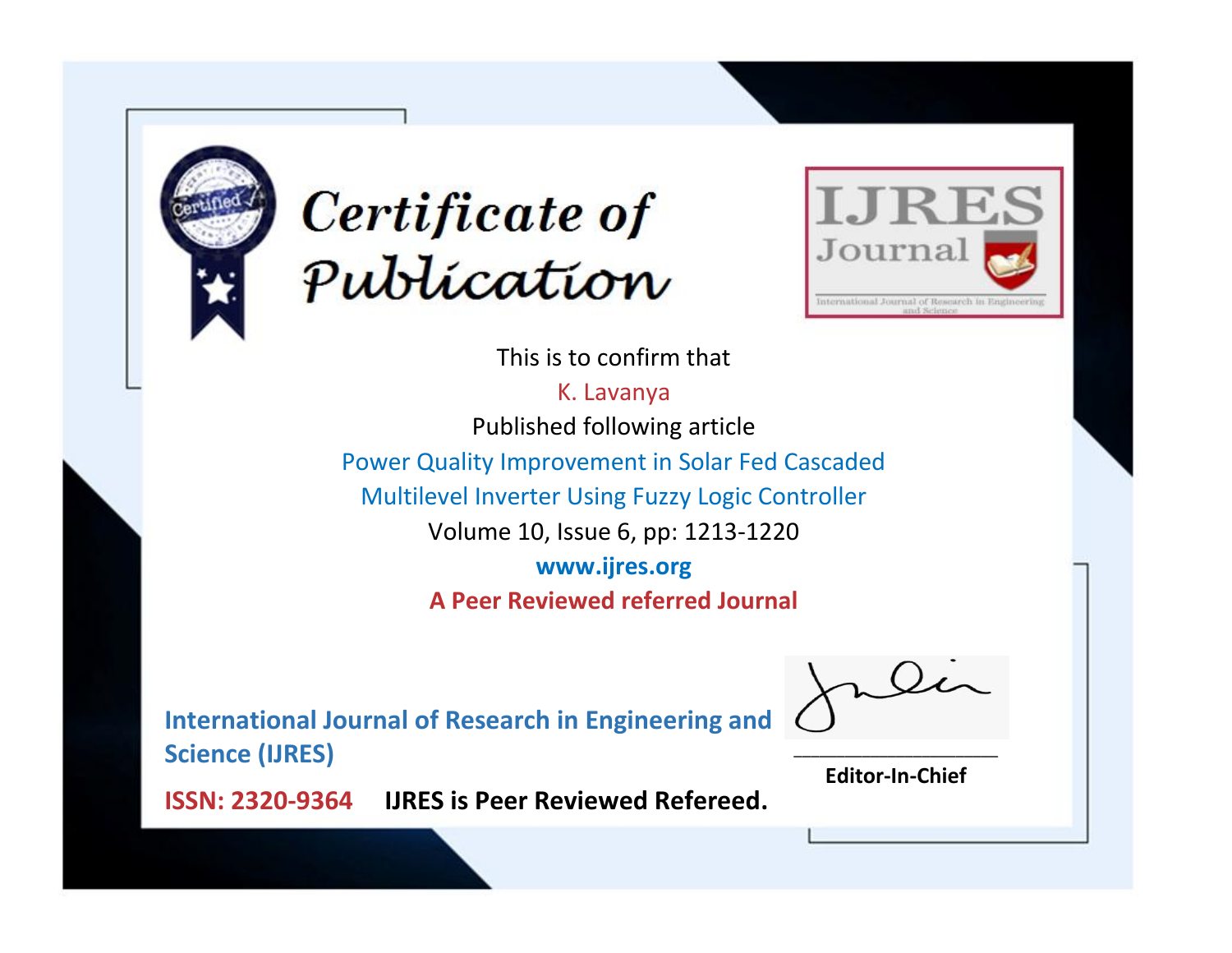# Certificate of Publication

IJRES Journal

International Journal of Research in Engineering and Science

This is to confirm that

K. Lavanya

Published following article

Power Quality Improvement in Solar Fed Cascaded Multilevel Inverter Using Fuzzy Logic Controller

Volume 10, Issue 6, pp: 1213-1220

**www.ijres.org**

**A Peer Reviewed referred Journal**

**International Journal of Research in Engineering and Science (IJRES)**

**ISSN: 2320-9364** **IJRES is Peer Reviewed Refereed.**

**Editor-In-Chief**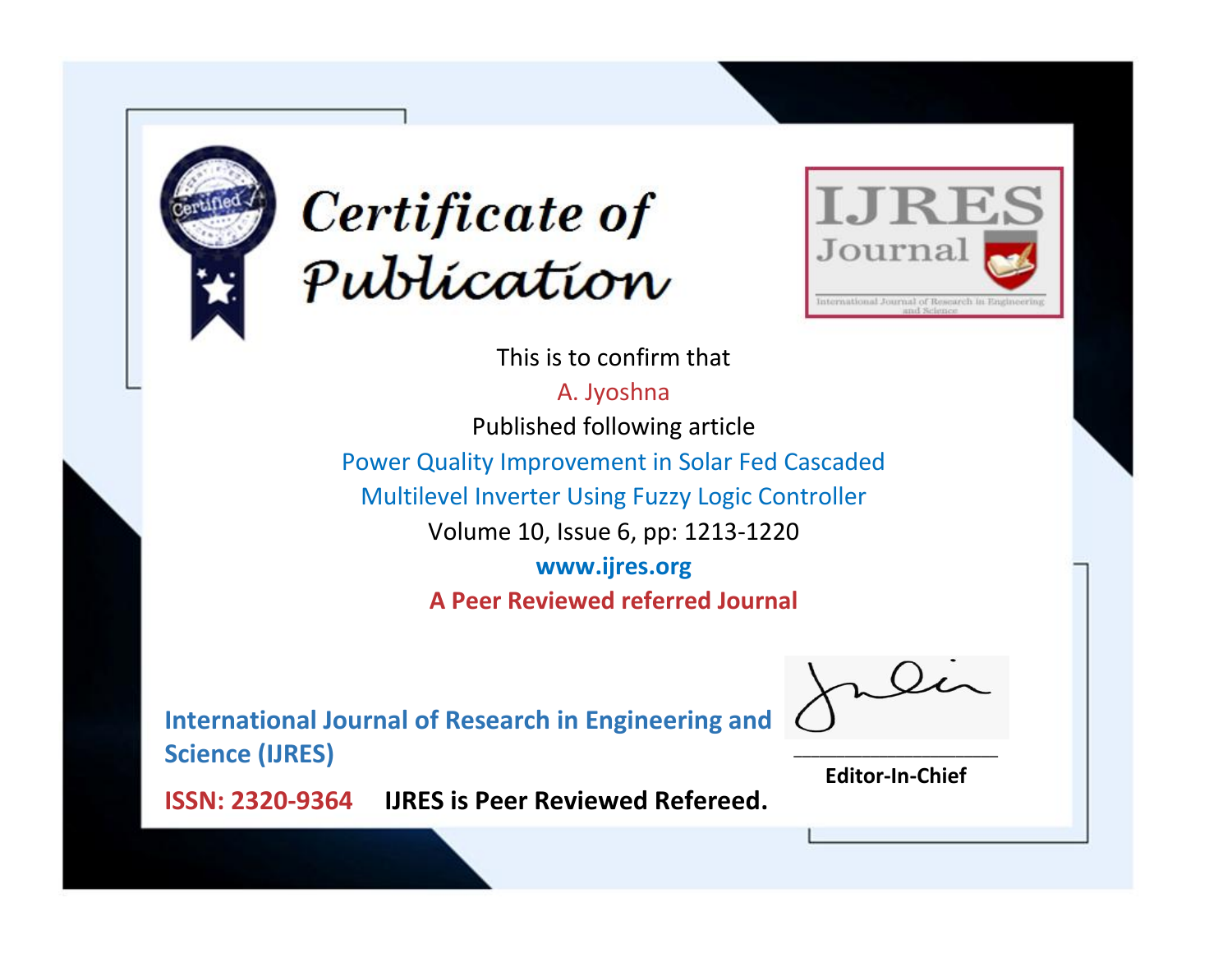# Certificate of Publication

**IJRES Journal**

International Journal of Research in Engineering and Science

This is to confirm that

A. Jyoshna

Published following article

Power Quality Improvement in Solar Fed Cascaded Multilevel Inverter Using Fuzzy Logic Controller

Volume 10, Issue 6, pp: 1213-1220

**www.ijres.org**

**A Peer Reviewed referred Journal**

**International Journal of Research in Engineering and Science (IJRES)**

**ISSN: 2320-9364** **IJRES is Peer Reviewed Refereed.**

**Editor-In-Chief**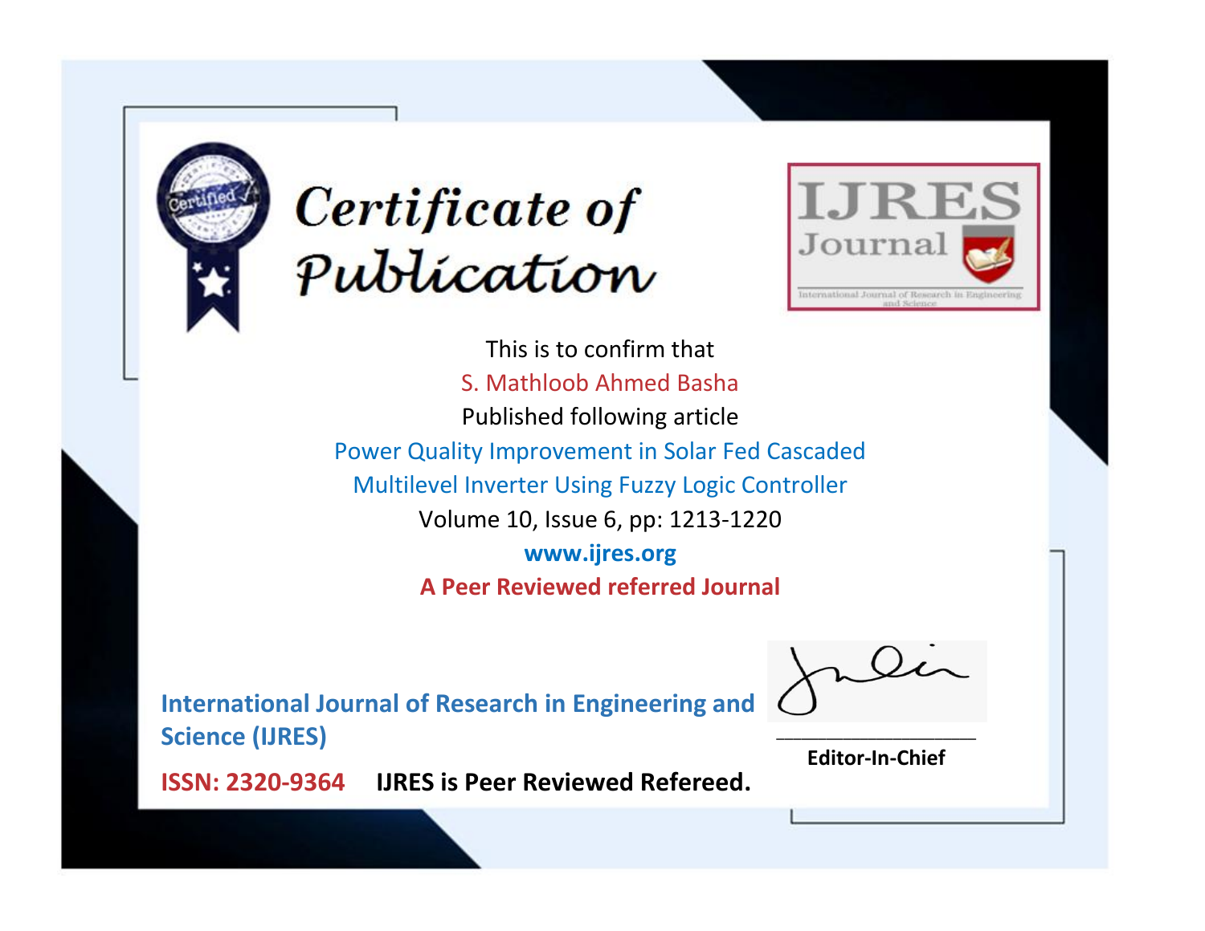# Certificate of Publication

IJRES Journal

International Journal of Research in Engineering and Science

This is to confirm that

S. Mathloob Ahmed Basha

Published following article

Power Quality Improvement in Solar Fed Cascaded Multilevel Inverter Using Fuzzy Logic Controller

Volume 10, Issue 6, pp: 1213-1220

**www.ijres.org**

**A Peer Reviewed referred Journal**

**International Journal of Research in Engineering and Science (IJRES)**

**ISSN: 2320-9364** **IJRES is Peer Reviewed Refereed.**

**Editor-In-Chief**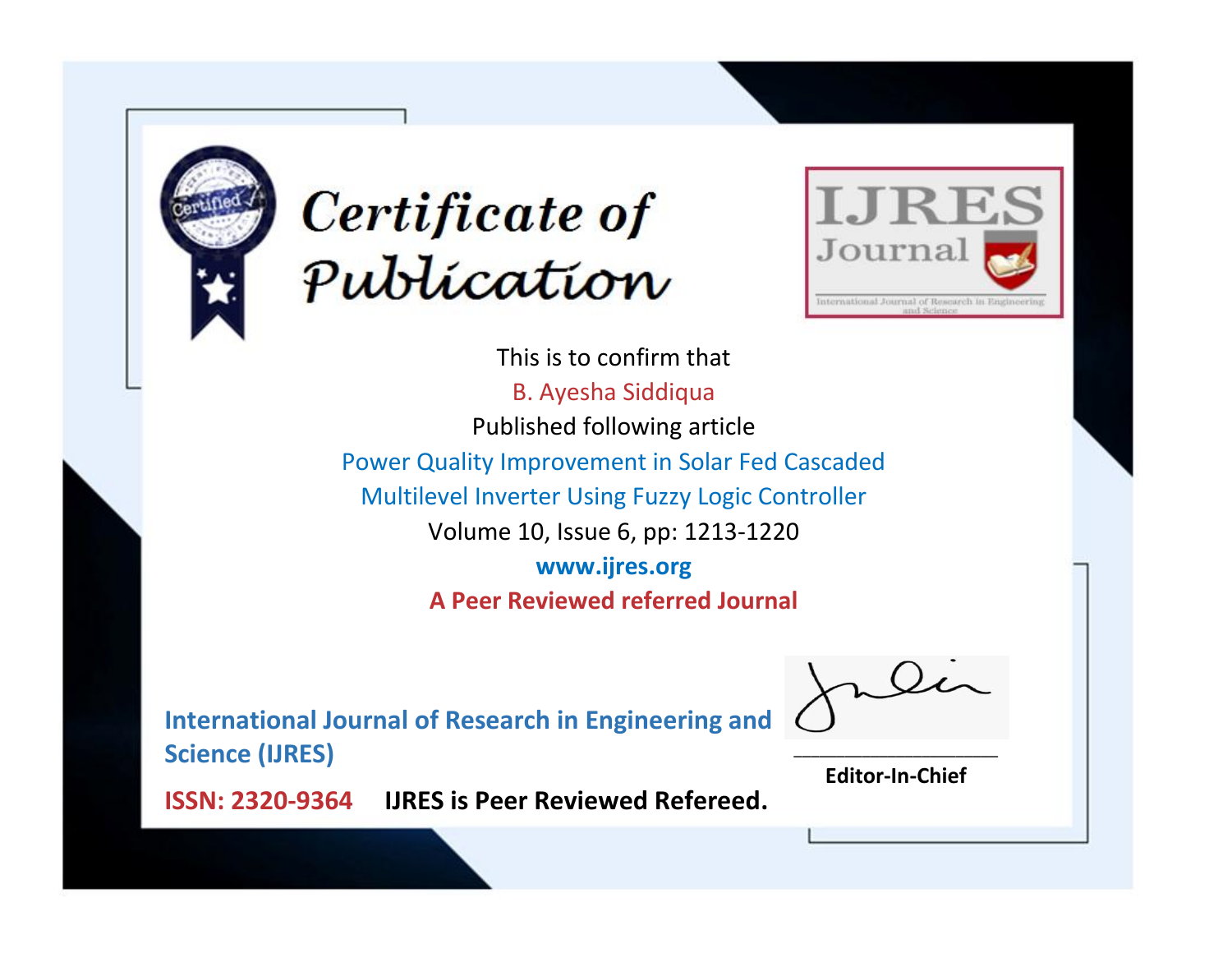# Certificate of Publication

IJRES Journal

International Journal of Research in Engineering and Science

This is to confirm that

B. Ayesha Siddiqua

Published following article

Power Quality Improvement in Solar Fed Cascaded Multilevel Inverter Using Fuzzy Logic Controller

Volume 10, Issue 6, pp: 1213-1220

**www.ijres.org**

**A Peer Reviewed referred Journal**

**International Journal of Research in Engineering and Science (IJRES)**

**ISSN: 2320-9364** **IJRES is Peer Reviewed Refereed.**

**Editor-In-Chief**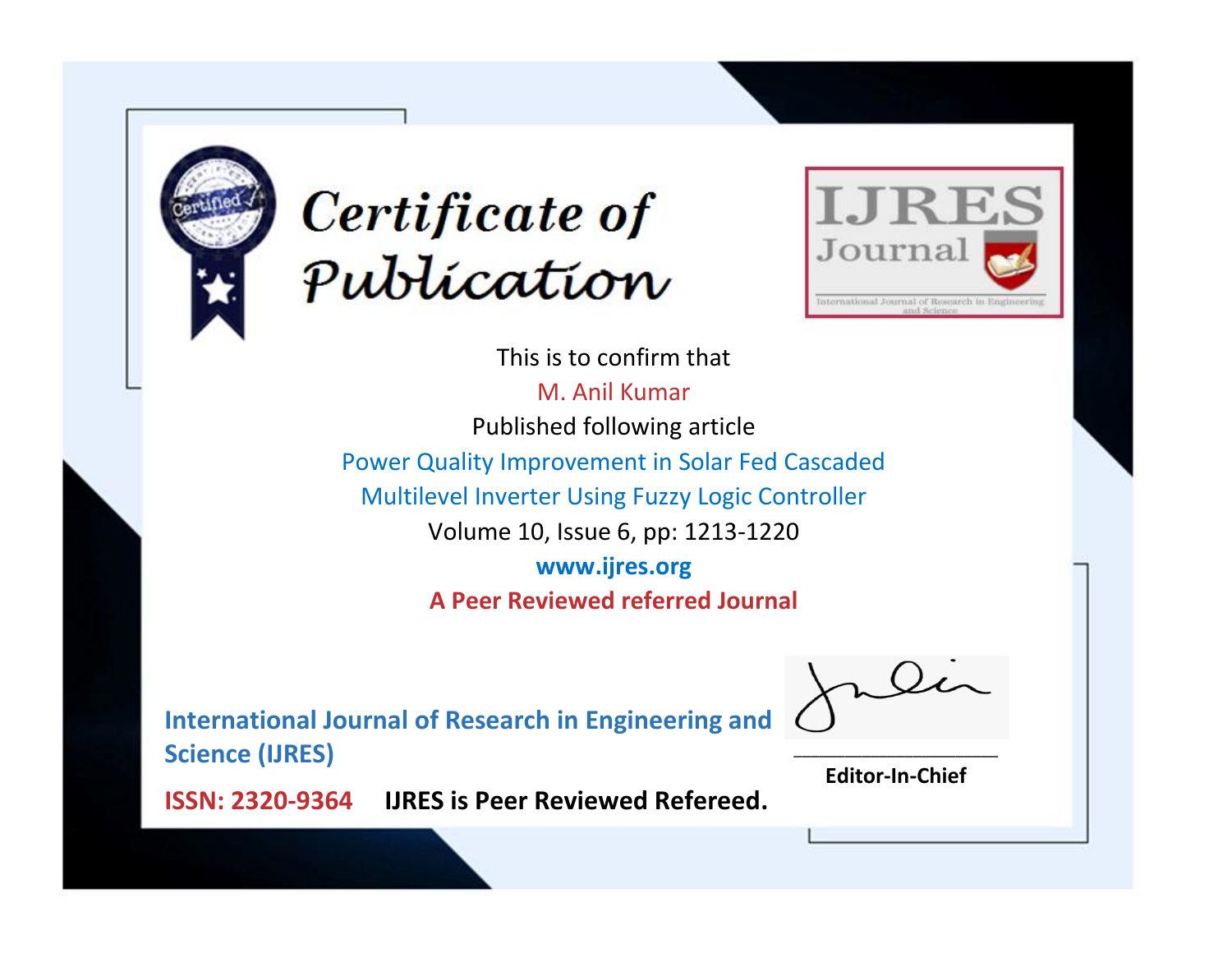# Certificate of Publication

IJRES Journal

International Journal of Research in Engineering and Science

This is to confirm that

M. Anil Kumar

Published following article

Power Quality Improvement in Solar Fed Cascaded Multilevel Inverter Using Fuzzy Logic Controller

Volume 10, Issue 6, pp: 1213-1220

**www.ijres.org**

**A Peer Reviewed referred Journal**

**International Journal of Research in Engineering and Science (IJRES)**

**ISSN: 2320-9364** **IJRES is Peer Reviewed Refereed.**

**Editor-In-Chief**